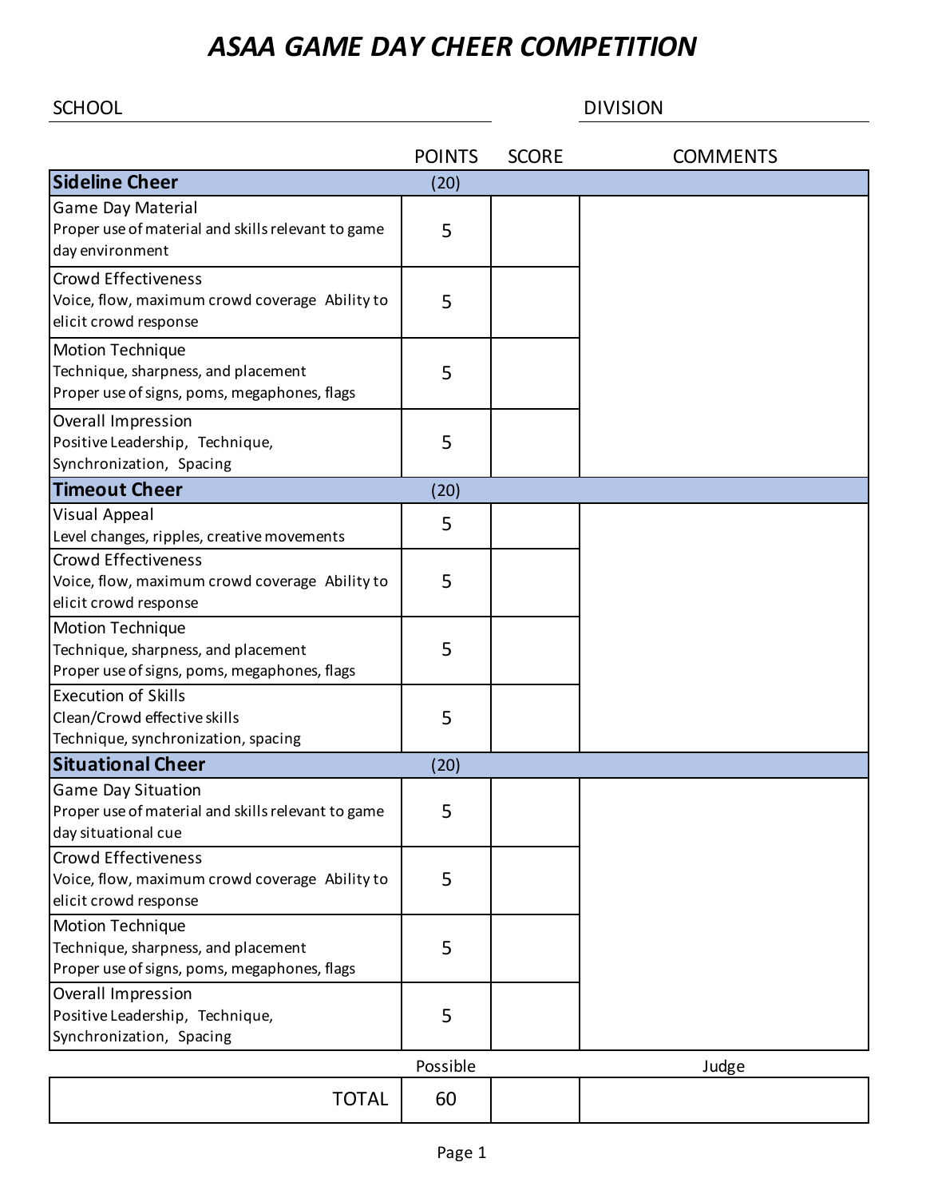# *ASAA GAME DAY CHEER COMPETITION*

SCHOOL ______________________________ DIVISION ______________________________

| | POINTS | SCORE | COMMENTS |
|---|---|---|---|
| **Sideline Cheer** | (20) | | |
| Game Day Material<br>Proper use of material and skills relevant to game day environment | 5 | | |
| Crowd Effectiveness<br>Voice, flow, maximum crowd coverage Ability to elicit crowd response | 5 | | |
| Motion Technique<br>Technique, sharpness, and placement<br>Proper use of signs, poms, megaphones, flags | 5 | | |
| Overall Impression<br>Positive Leadership, Technique, Synchronization, Spacing | 5 | | |
| **Timeout Cheer** | (20) | | |
| Visual Appeal<br>Level changes, ripples, creative movements | 5 | | |
| Crowd Effectiveness<br>Voice, flow, maximum crowd coverage Ability to elicit crowd response | 5 | | |
| Motion Technique<br>Technique, sharpness, and placement<br>Proper use of signs, poms, megaphones, flags | 5 | | |
| Execution of Skills<br>Clean/Crowd effective skills<br>Technique, synchronization, spacing | 5 | | |
| **Situational Cheer** | (20) | | |
| Game Day Situation<br>Proper use of material and skills relevant to game day situational cue | 5 | | |
| Crowd Effectiveness<br>Voice, flow, maximum crowd coverage Ability to elicit crowd response | 5 | | |
| Motion Technique<br>Technique, sharpness, and placement<br>Proper use of signs, poms, megaphones, flags | 5 | | |
| Overall Impression<br>Positive Leadership, Technique, Synchronization, Spacing | 5 | | |

| | Possible | | Judge |
|---|---|---|---|
| TOTAL | 60 | | |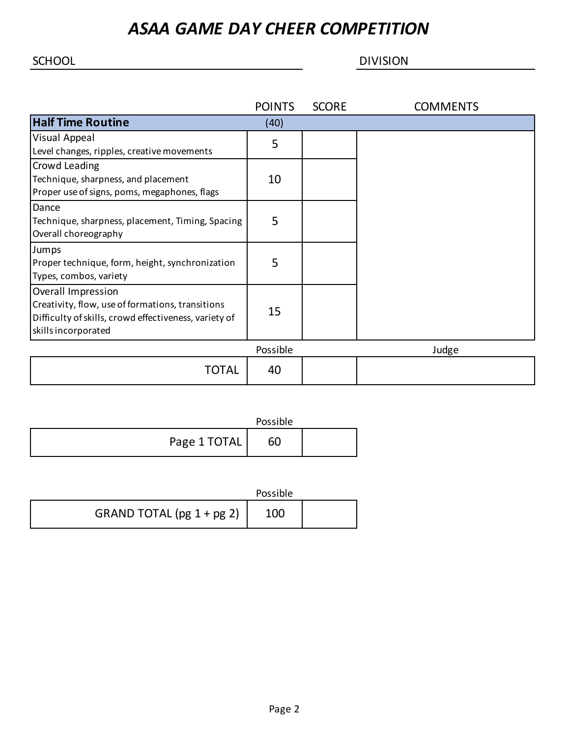# ASAA GAME DAY CHEER COMPETITION

SCHOOL ______________________ DIVISION ______________________

| | POINTS | SCORE | COMMENTS |
|---|---|---|---|
| **Half Time Routine** | (40) | | |
| Visual Appeal<br>Level changes, ripples, creative movements | 5 | | |
| Crowd Leading<br>Technique, sharpness, and placement<br>Proper use of signs, poms, megaphones, flags | 10 | | |
| Dance<br>Technique, sharpness, placement, Timing, Spacing<br>Overall choreography | 5 | | |
| Jumps<br>Proper technique, form, height, synchronization<br>Types, combos, variety | 5 | | |
| Overall Impression<br>Creativity, flow, use of formations, transitions<br>Difficulty of skills, crowd effectiveness, variety of skills incorporated | 15 | | |

| | Possible | | Judge |
|---|---|---|---|
| TOTAL | 40 | | |

| | Possible | |
|---|---|---|
| Page 1 TOTAL | 60 | |

| | Possible | |
|---|---|---|
| GRAND TOTAL (pg 1 + pg 2) | 100 | |